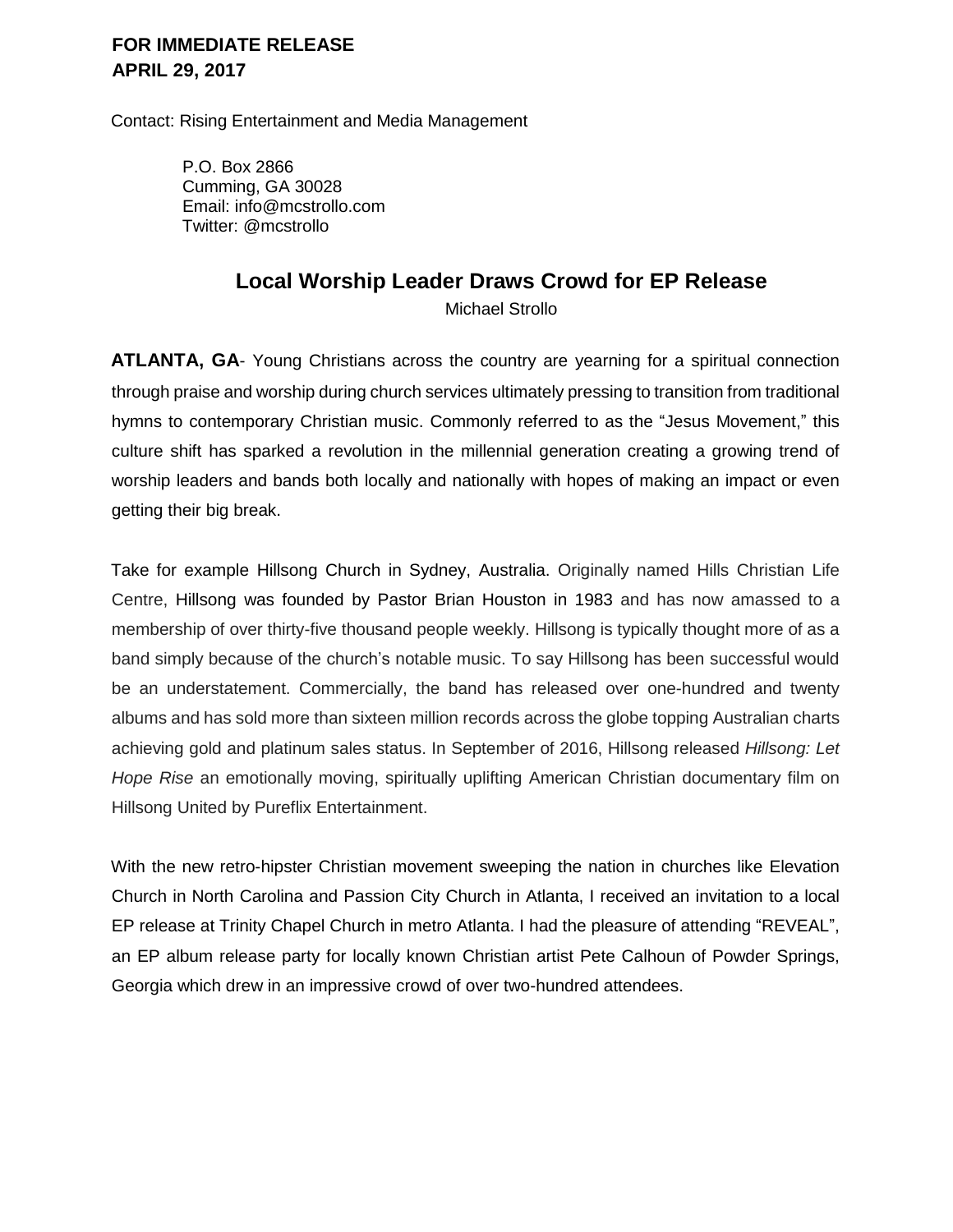**FOR IMMEDIATE RELEASE**
**APRIL 29, 2017**

Contact: Rising Entertainment and Media Management

P.O. Box 2866
Cumming, GA 30028
Email: info@mcstrollo.com
Twitter: @mcstrollo

# Local Worship Leader Draws Crowd for EP Release

Michael Strollo

**ATLANTA, GA**- Young Christians across the country are yearning for a spiritual connection through praise and worship during church services ultimately pressing to transition from traditional hymns to contemporary Christian music. Commonly referred to as the "Jesus Movement," this culture shift has sparked a revolution in the millennial generation creating a growing trend of worship leaders and bands both locally and nationally with hopes of making an impact or even getting their big break.

Take for example Hillsong Church in Sydney, Australia. Originally named Hills Christian Life Centre, Hillsong was founded by Pastor Brian Houston in 1983 and has now amassed to a membership of over thirty-five thousand people weekly. Hillsong is typically thought more of as a band simply because of the church's notable music. To say Hillsong has been successful would be an understatement. Commercially, the band has released over one-hundred and twenty albums and has sold more than sixteen million records across the globe topping Australian charts achieving gold and platinum sales status. In September of 2016, Hillsong released *Hillsong: Let Hope Rise* an emotionally moving, spiritually uplifting American Christian documentary film on Hillsong United by Pureflix Entertainment.

With the new retro-hipster Christian movement sweeping the nation in churches like Elevation Church in North Carolina and Passion City Church in Atlanta, I received an invitation to a local EP release at Trinity Chapel Church in metro Atlanta. I had the pleasure of attending "REVEAL", an EP album release party for locally known Christian artist Pete Calhoun of Powder Springs, Georgia which drew in an impressive crowd of over two-hundred attendees.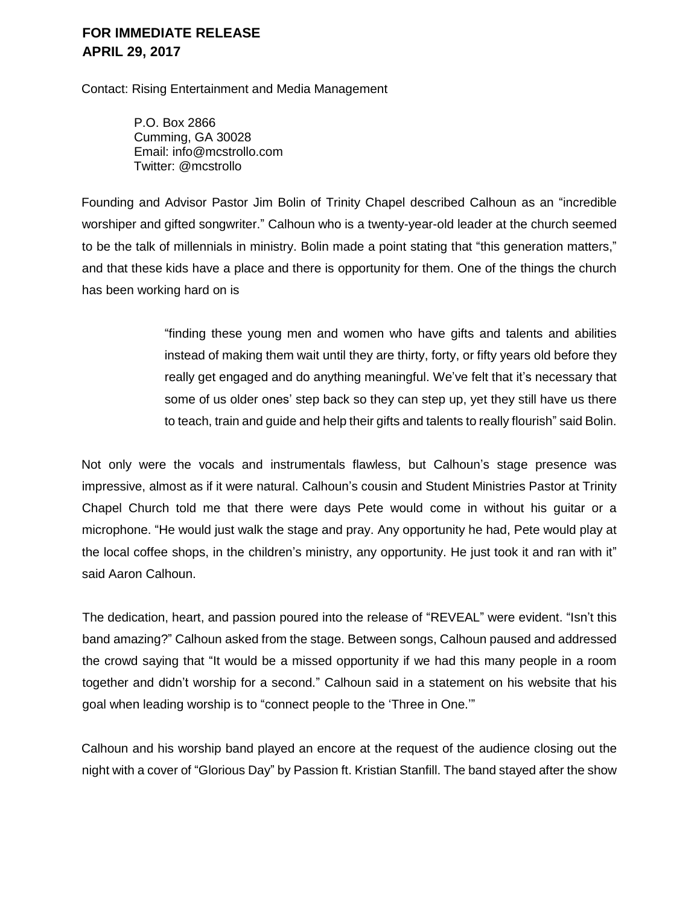**FOR IMMEDIATE RELEASE**
**APRIL 29, 2017**

Contact: Rising Entertainment and Media Management

P.O. Box 2866
Cumming, GA 30028
Email: info@mcstrollo.com
Twitter: @mcstrollo

Founding and Advisor Pastor Jim Bolin of Trinity Chapel described Calhoun as an "incredible worshiper and gifted songwriter." Calhoun who is a twenty-year-old leader at the church seemed to be the talk of millennials in ministry. Bolin made a point stating that "this generation matters," and that these kids have a place and there is opportunity for them. One of the things the church has been working hard on is

> "finding these young men and women who have gifts and talents and abilities instead of making them wait until they are thirty, forty, or fifty years old before they really get engaged and do anything meaningful. We've felt that it's necessary that some of us older ones' step back so they can step up, yet they still have us there to teach, train and guide and help their gifts and talents to really flourish" said Bolin.

Not only were the vocals and instrumentals flawless, but Calhoun's stage presence was impressive, almost as if it were natural. Calhoun's cousin and Student Ministries Pastor at Trinity Chapel Church told me that there were days Pete would come in without his guitar or a microphone. "He would just walk the stage and pray. Any opportunity he had, Pete would play at the local coffee shops, in the children's ministry, any opportunity. He just took it and ran with it" said Aaron Calhoun.

The dedication, heart, and passion poured into the release of "REVEAL" were evident. "Isn't this band amazing?" Calhoun asked from the stage. Between songs, Calhoun paused and addressed the crowd saying that "It would be a missed opportunity if we had this many people in a room together and didn't worship for a second." Calhoun said in a statement on his website that his goal when leading worship is to "connect people to the 'Three in One.'"

Calhoun and his worship band played an encore at the request of the audience closing out the night with a cover of "Glorious Day" by Passion ft. Kristian Stanfill. The band stayed after the show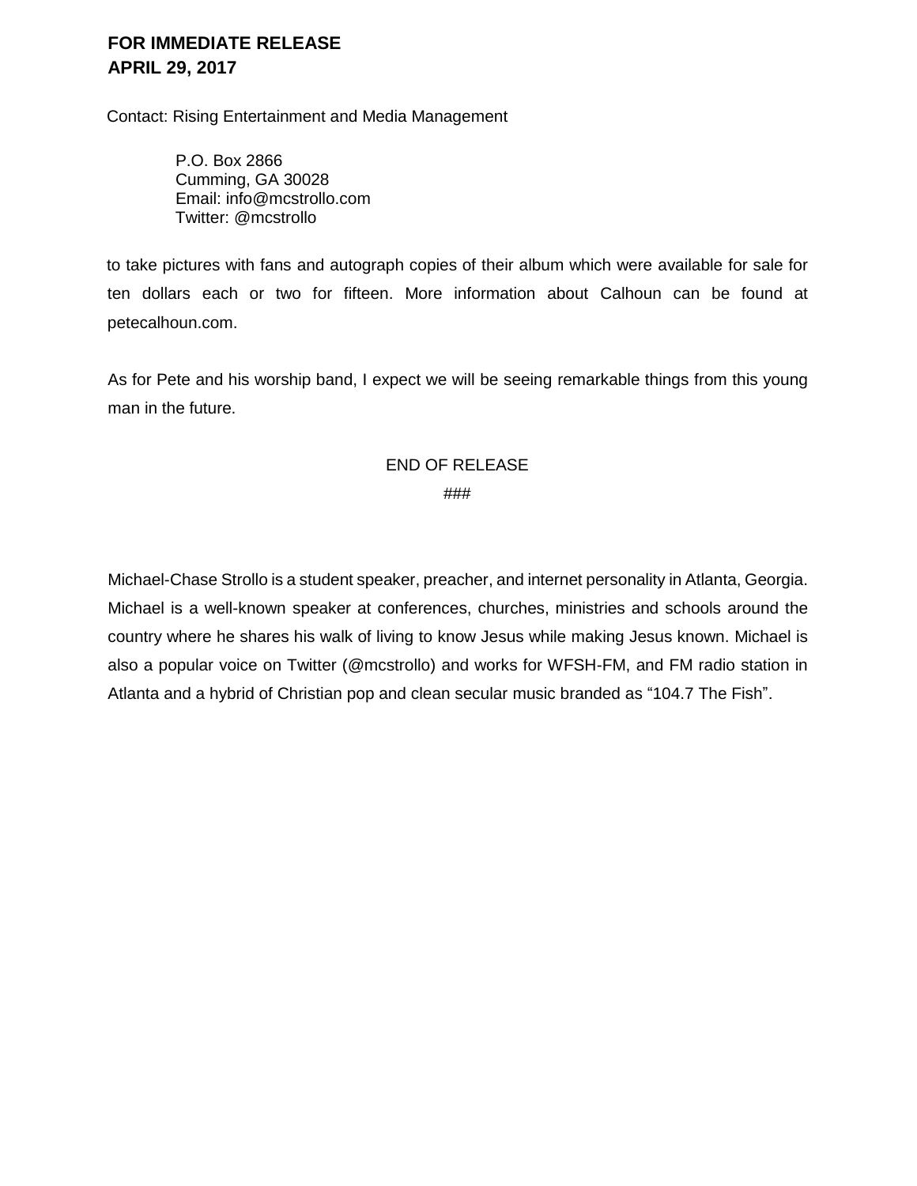**FOR IMMEDIATE RELEASE**
**APRIL 29, 2017**

Contact: Rising Entertainment and Media Management

P.O. Box 2866
Cumming, GA 30028
Email: info@mcstrollo.com
Twitter: @mcstrollo

to take pictures with fans and autograph copies of their album which were available for sale for ten dollars each or two for fifteen. More information about Calhoun can be found at petecalhoun.com.

As for Pete and his worship band, I expect we will be seeing remarkable things from this young man in the future.

END OF RELEASE

###

Michael-Chase Strollo is a student speaker, preacher, and internet personality in Atlanta, Georgia. Michael is a well-known speaker at conferences, churches, ministries and schools around the country where he shares his walk of living to know Jesus while making Jesus known. Michael is also a popular voice on Twitter (@mcstrollo) and works for WFSH-FM, and FM radio station in Atlanta and a hybrid of Christian pop and clean secular music branded as “104.7 The Fish”.